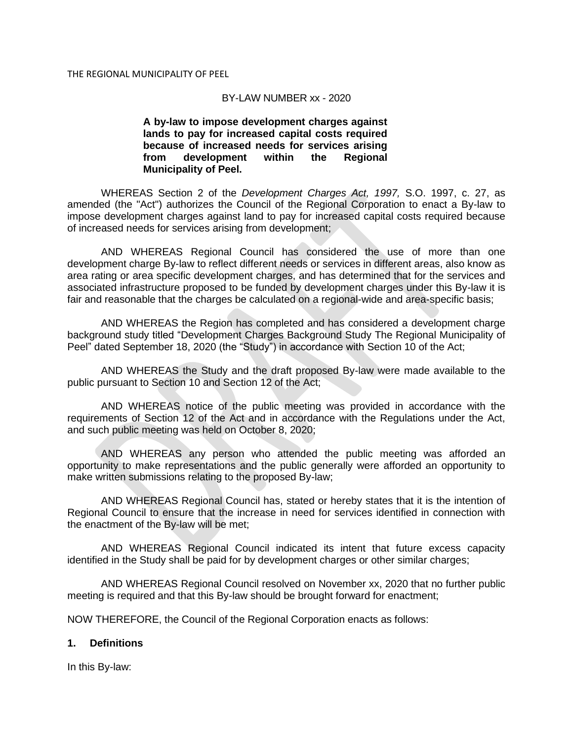THE REGIONAL MUNICIPALITY OF PEEL

BY-LAW NUMBER xx - 2020

**A by-law to impose development charges against lands to pay for increased capital costs required because of increased needs for services arising from development within the Regional Municipality of Peel.**

WHEREAS Section 2 of the *Development Charges Act, 1997,* S.O. 1997, c. 27, as amended (the "Act") authorizes the Council of the Regional Corporation to enact a By-law to impose development charges against land to pay for increased capital costs required because of increased needs for services arising from development;

AND WHEREAS Regional Council has considered the use of more than one development charge By-law to reflect different needs or services in different areas, also know as area rating or area specific development charges, and has determined that for the services and associated infrastructure proposed to be funded by development charges under this By-law it is fair and reasonable that the charges be calculated on a regional-wide and area-specific basis;

AND WHEREAS the Region has completed and has considered a development charge background study titled "Development Charges Background Study The Regional Municipality of Peel" dated September 18, 2020 (the "Study") in accordance with Section 10 of the Act;

AND WHEREAS the Study and the draft proposed By-law were made available to the public pursuant to Section 10 and Section 12 of the Act;

AND WHEREAS notice of the public meeting was provided in accordance with the requirements of Section 12 of the Act and in accordance with the Regulations under the Act, and such public meeting was held on October 8, 2020;

AND WHEREAS any person who attended the public meeting was afforded an opportunity to make representations and the public generally were afforded an opportunity to make written submissions relating to the proposed By-law;

AND WHEREAS Regional Council has, stated or hereby states that it is the intention of Regional Council to ensure that the increase in need for services identified in connection with the enactment of the By-law will be met;

AND WHEREAS Regional Council indicated its intent that future excess capacity identified in the Study shall be paid for by development charges or other similar charges;

AND WHEREAS Regional Council resolved on November xx, 2020 that no further public meeting is required and that this By-law should be brought forward for enactment;

NOW THEREFORE, the Council of the Regional Corporation enacts as follows:

## 1. Definitions

In this By-law: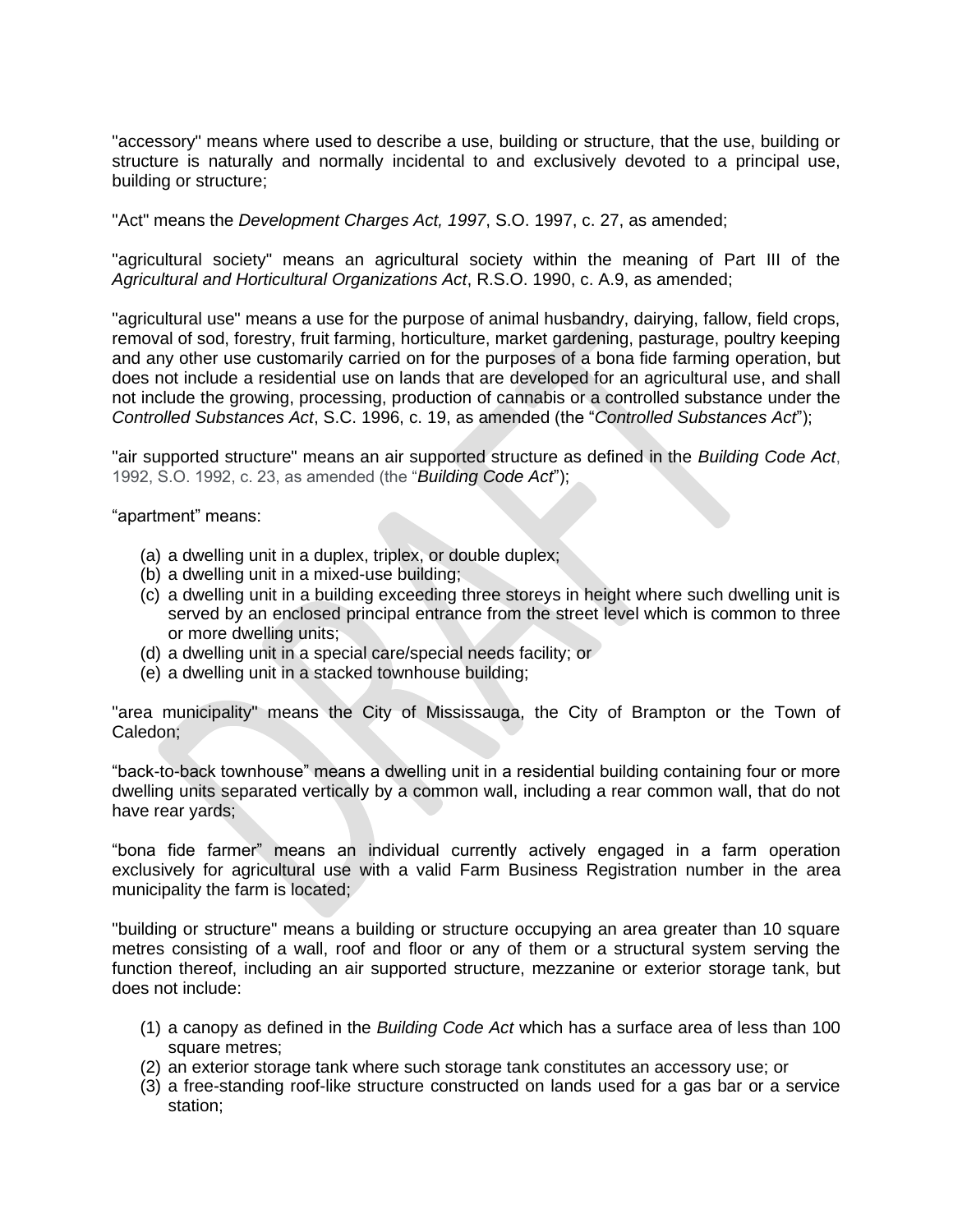"accessory" means where used to describe a use, building or structure, that the use, building or structure is naturally and normally incidental to and exclusively devoted to a principal use, building or structure;

"Act" means the *Development Charges Act, 1997*, S.O. 1997, c. 27, as amended;

"agricultural society" means an agricultural society within the meaning of Part III of the *Agricultural and Horticultural Organizations Act*, R.S.O. 1990, c. A.9, as amended;

"agricultural use" means a use for the purpose of animal husbandry, dairying, fallow, field crops, removal of sod, forestry, fruit farming, horticulture, market gardening, pasturage, poultry keeping and any other use customarily carried on for the purposes of a bona fide farming operation, but does not include a residential use on lands that are developed for an agricultural use, and shall not include the growing, processing, production of cannabis or a controlled substance under the *Controlled Substances Act*, S.C. 1996, c. 19, as amended (the "*Controlled Substances Act*");

"air supported structure" means an air supported structure as defined in the *Building Code Act*, 1992, S.O. 1992, c. 23, as amended (the "*Building Code Act*");

"apartment" means:

(a) a dwelling unit in a duplex, triplex, or double duplex;
(b) a dwelling unit in a mixed-use building;
(c) a dwelling unit in a building exceeding three storeys in height where such dwelling unit is served by an enclosed principal entrance from the street level which is common to three or more dwelling units;
(d) a dwelling unit in a special care/special needs facility; or
(e) a dwelling unit in a stacked townhouse building;

"area municipality" means the City of Mississauga, the City of Brampton or the Town of Caledon;

"back-to-back townhouse" means a dwelling unit in a residential building containing four or more dwelling units separated vertically by a common wall, including a rear common wall, that do not have rear yards;

"bona fide farmer" means an individual currently actively engaged in a farm operation exclusively for agricultural use with a valid Farm Business Registration number in the area municipality the farm is located;

"building or structure" means a building or structure occupying an area greater than 10 square metres consisting of a wall, roof and floor or any of them or a structural system serving the function thereof, including an air supported structure, mezzanine or exterior storage tank, but does not include:

(1) a canopy as defined in the *Building Code Act* which has a surface area of less than 100 square metres;
(2) an exterior storage tank where such storage tank constitutes an accessory use; or
(3) a free-standing roof-like structure constructed on lands used for a gas bar or a service station;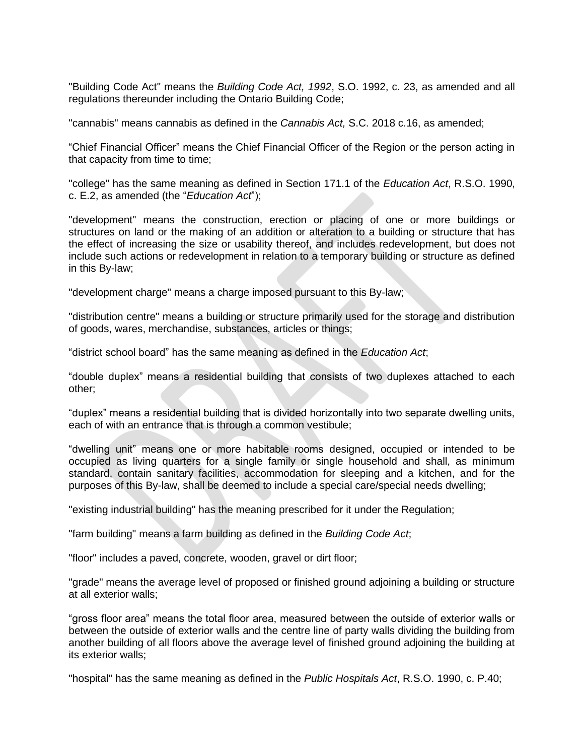"Building Code Act" means the *Building Code Act, 1992*, S.O. 1992, c. 23, as amended and all regulations thereunder including the Ontario Building Code;

"cannabis" means cannabis as defined in the *Cannabis Act,* S.C. 2018 c.16, as amended;

"Chief Financial Officer" means the Chief Financial Officer of the Region or the person acting in that capacity from time to time;

"college" has the same meaning as defined in Section 171.1 of the *Education Act*, R.S.O. 1990, c. E.2, as amended (the "*Education Act*");

"development" means the construction, erection or placing of one or more buildings or structures on land or the making of an addition or alteration to a building or structure that has the effect of increasing the size or usability thereof, and includes redevelopment, but does not include such actions or redevelopment in relation to a temporary building or structure as defined in this By-law;

"development charge" means a charge imposed pursuant to this By-law;

"distribution centre" means a building or structure primarily used for the storage and distribution of goods, wares, merchandise, substances, articles or things;

"district school board" has the same meaning as defined in the *Education Act*;

"double duplex" means a residential building that consists of two duplexes attached to each other;

"duplex" means a residential building that is divided horizontally into two separate dwelling units, each of with an entrance that is through a common vestibule;

"dwelling unit" means one or more habitable rooms designed, occupied or intended to be occupied as living quarters for a single family or single household and shall, as minimum standard, contain sanitary facilities, accommodation for sleeping and a kitchen, and for the purposes of this By-law, shall be deemed to include a special care/special needs dwelling;

"existing industrial building" has the meaning prescribed for it under the Regulation;

"farm building" means a farm building as defined in the *Building Code Act*;

"floor" includes a paved, concrete, wooden, gravel or dirt floor;

"grade" means the average level of proposed or finished ground adjoining a building or structure at all exterior walls;

"gross floor area" means the total floor area, measured between the outside of exterior walls or between the outside of exterior walls and the centre line of party walls dividing the building from another building of all floors above the average level of finished ground adjoining the building at its exterior walls;

"hospital" has the same meaning as defined in the *Public Hospitals Act*, R.S.O. 1990, c. P.40;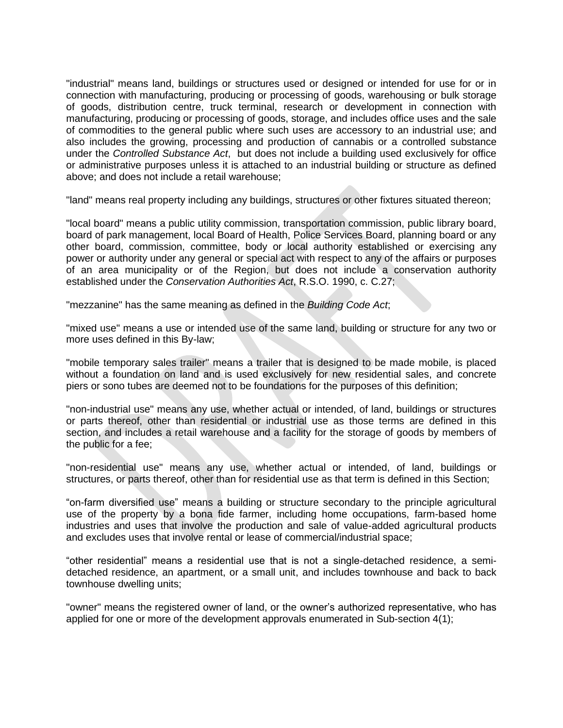"industrial" means land, buildings or structures used or designed or intended for use for or in connection with manufacturing, producing or processing of goods, warehousing or bulk storage of goods, distribution centre, truck terminal, research or development in connection with manufacturing, producing or processing of goods, storage, and includes office uses and the sale of commodities to the general public where such uses are accessory to an industrial use; and also includes the growing, processing and production of cannabis or a controlled substance under the *Controlled Substance Act*, but does not include a building used exclusively for office or administrative purposes unless it is attached to an industrial building or structure as defined above; and does not include a retail warehouse;

"land" means real property including any buildings, structures or other fixtures situated thereon;

"local board" means a public utility commission, transportation commission, public library board, board of park management, local Board of Health, Police Services Board, planning board or any other board, commission, committee, body or local authority established or exercising any power or authority under any general or special act with respect to any of the affairs or purposes of an area municipality or of the Region, but does not include a conservation authority established under the *Conservation Authorities Act*, R.S.O. 1990, c. C.27;

"mezzanine" has the same meaning as defined in the *Building Code Act*;

"mixed use" means a use or intended use of the same land, building or structure for any two or more uses defined in this By-law;

"mobile temporary sales trailer" means a trailer that is designed to be made mobile, is placed without a foundation on land and is used exclusively for new residential sales, and concrete piers or sono tubes are deemed not to be foundations for the purposes of this definition;

"non-industrial use" means any use, whether actual or intended, of land, buildings or structures or parts thereof, other than residential or industrial use as those terms are defined in this section, and includes a retail warehouse and a facility for the storage of goods by members of the public for a fee;

"non-residential use" means any use, whether actual or intended, of land, buildings or structures, or parts thereof, other than for residential use as that term is defined in this Section;

“on-farm diversified use” means a building or structure secondary to the principle agricultural use of the property by a bona fide farmer, including home occupations, farm-based home industries and uses that involve the production and sale of value-added agricultural products and excludes uses that involve rental or lease of commercial/industrial space;

“other residential” means a residential use that is not a single-detached residence, a semi-detached residence, an apartment, or a small unit, and includes townhouse and back to back townhouse dwelling units;

"owner" means the registered owner of land, or the owner’s authorized representative, who has applied for one or more of the development approvals enumerated in Sub-section 4(1);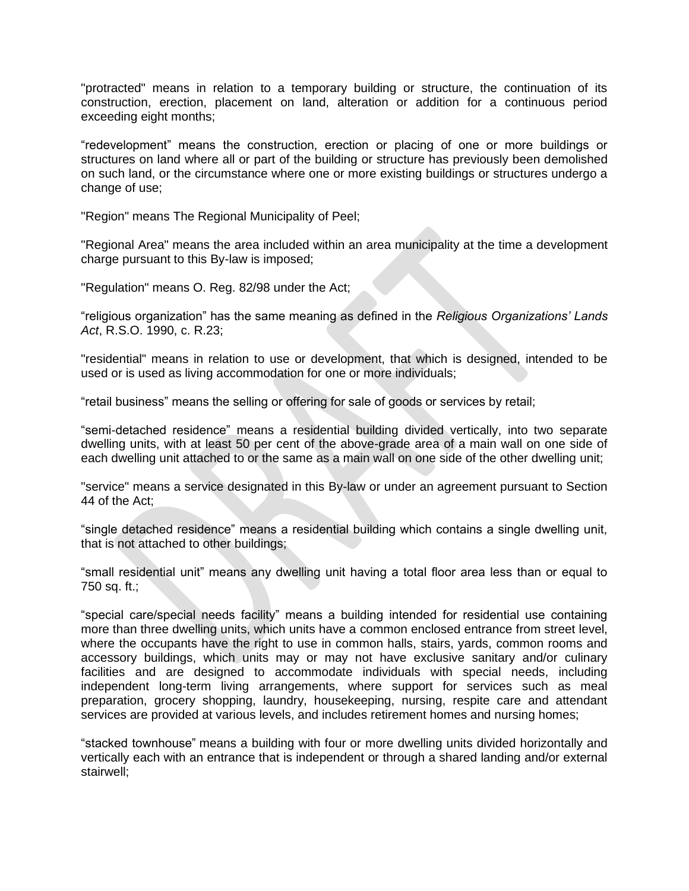"protracted" means in relation to a temporary building or structure, the continuation of its construction, erection, placement on land, alteration or addition for a continuous period exceeding eight months;

“redevelopment” means the construction, erection or placing of one or more buildings or structures on land where all or part of the building or structure has previously been demolished on such land, or the circumstance where one or more existing buildings or structures undergo a change of use;

"Region" means The Regional Municipality of Peel;

"Regional Area" means the area included within an area municipality at the time a development charge pursuant to this By-law is imposed;

"Regulation" means O. Reg. 82/98 under the Act;

“religious organization” has the same meaning as defined in the *Religious Organizations’ Lands Act*, R.S.O. 1990, c. R.23;

"residential" means in relation to use or development, that which is designed, intended to be used or is used as living accommodation for one or more individuals;

“retail business” means the selling or offering for sale of goods or services by retail;

“semi-detached residence” means a residential building divided vertically, into two separate dwelling units, with at least 50 per cent of the above-grade area of a main wall on one side of each dwelling unit attached to or the same as a main wall on one side of the other dwelling unit;

"service" means a service designated in this By-law or under an agreement pursuant to Section 44 of the Act;

“single detached residence” means a residential building which contains a single dwelling unit, that is not attached to other buildings;

“small residential unit” means any dwelling unit having a total floor area less than or equal to 750 sq. ft.;

“special care/special needs facility” means a building intended for residential use containing more than three dwelling units, which units have a common enclosed entrance from street level, where the occupants have the right to use in common halls, stairs, yards, common rooms and accessory buildings, which units may or may not have exclusive sanitary and/or culinary facilities and are designed to accommodate individuals with special needs, including independent long-term living arrangements, where support for services such as meal preparation, grocery shopping, laundry, housekeeping, nursing, respite care and attendant services are provided at various levels, and includes retirement homes and nursing homes;

“stacked townhouse” means a building with four or more dwelling units divided horizontally and vertically each with an entrance that is independent or through a shared landing and/or external stairwell;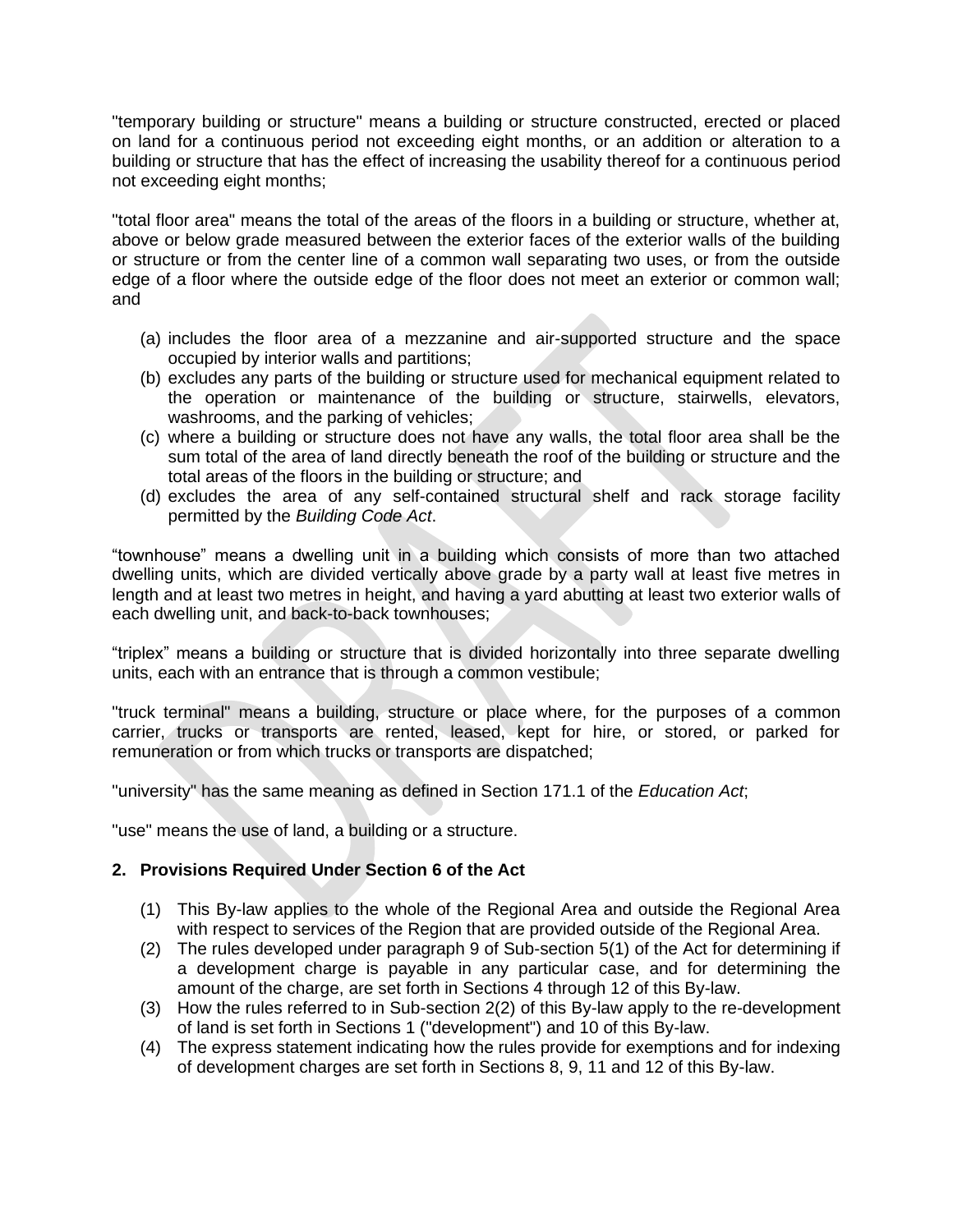"temporary building or structure" means a building or structure constructed, erected or placed on land for a continuous period not exceeding eight months, or an addition or alteration to a building or structure that has the effect of increasing the usability thereof for a continuous period not exceeding eight months;

"total floor area" means the total of the areas of the floors in a building or structure, whether at, above or below grade measured between the exterior faces of the exterior walls of the building or structure or from the center line of a common wall separating two uses, or from the outside edge of a floor where the outside edge of the floor does not meet an exterior or common wall; and

(a) includes the floor area of a mezzanine and air-supported structure and the space occupied by interior walls and partitions;
(b) excludes any parts of the building or structure used for mechanical equipment related to the operation or maintenance of the building or structure, stairwells, elevators, washrooms, and the parking of vehicles;
(c) where a building or structure does not have any walls, the total floor area shall be the sum total of the area of land directly beneath the roof of the building or structure and the total areas of the floors in the building or structure; and
(d) excludes the area of any self-contained structural shelf and rack storage facility permitted by the *Building Code Act*.

"townhouse" means a dwelling unit in a building which consists of more than two attached dwelling units, which are divided vertically above grade by a party wall at least five metres in length and at least two metres in height, and having a yard abutting at least two exterior walls of each dwelling unit, and back-to-back townhouses;

"triplex" means a building or structure that is divided horizontally into three separate dwelling units, each with an entrance that is through a common vestibule;

"truck terminal" means a building, structure or place where, for the purposes of a common carrier, trucks or transports are rented, leased, kept for hire, or stored, or parked for remuneration or from which trucks or transports are dispatched;

"university" has the same meaning as defined in Section 171.1 of the *Education Act*;

"use" means the use of land, a building or a structure.

## 2. Provisions Required Under Section 6 of the Act

(1) This By-law applies to the whole of the Regional Area and outside the Regional Area with respect to services of the Region that are provided outside of the Regional Area.
(2) The rules developed under paragraph 9 of Sub-section 5(1) of the Act for determining if a development charge is payable in any particular case, and for determining the amount of the charge, are set forth in Sections 4 through 12 of this By-law.
(3) How the rules referred to in Sub-section 2(2) of this By-law apply to the re-development of land is set forth in Sections 1 ("development") and 10 of this By-law.
(4) The express statement indicating how the rules provide for exemptions and for indexing of development charges are set forth in Sections 8, 9, 11 and 12 of this By-law.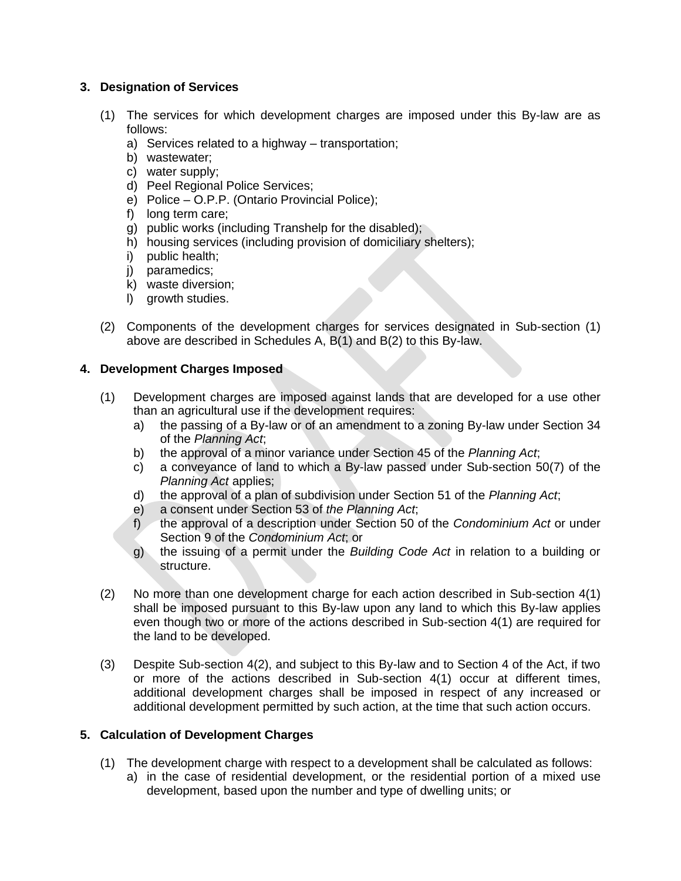### 3. Designation of Services

(1) The services for which development charges are imposed under this By-law are as follows:
   a) Services related to a highway – transportation;
   b) wastewater;
   c) water supply;
   d) Peel Regional Police Services;
   e) Police – O.P.P. (Ontario Provincial Police);
   f) long term care;
   g) public works (including Transhelp for the disabled);
   h) housing services (including provision of domiciliary shelters);
   i) public health;
   j) paramedics;
   k) waste diversion;
   l) growth studies.

(2) Components of the development charges for services designated in Sub-section (1) above are described in Schedules A, B(1) and B(2) to this By-law.

### 4. Development Charges Imposed

(1) Development charges are imposed against lands that are developed for a use other than an agricultural use if the development requires:
   a) the passing of a By-law or of an amendment to a zoning By-law under Section 34 of the *Planning Act*;
   b) the approval of a minor variance under Section 45 of the *Planning Act*;
   c) a conveyance of land to which a By-law passed under Sub-section 50(7) of the *Planning Act* applies;
   d) the approval of a plan of subdivision under Section 51 of the *Planning Act*;
   e) a consent under Section 53 of *the Planning Act*;
   f) the approval of a description under Section 50 of the *Condominium Act* or under Section 9 of the *Condominium Act*; or
   g) the issuing of a permit under the *Building Code Act* in relation to a building or structure.

(2) No more than one development charge for each action described in Sub-section 4(1) shall be imposed pursuant to this By-law upon any land to which this By-law applies even though two or more of the actions described in Sub-section 4(1) are required for the land to be developed.

(3) Despite Sub-section 4(2), and subject to this By-law and to Section 4 of the Act, if two or more of the actions described in Sub-section 4(1) occur at different times, additional development charges shall be imposed in respect of any increased or additional development permitted by such action, at the time that such action occurs.

### 5. Calculation of Development Charges

(1) The development charge with respect to a development shall be calculated as follows:
   a) in the case of residential development, or the residential portion of a mixed use development, based upon the number and type of dwelling units; or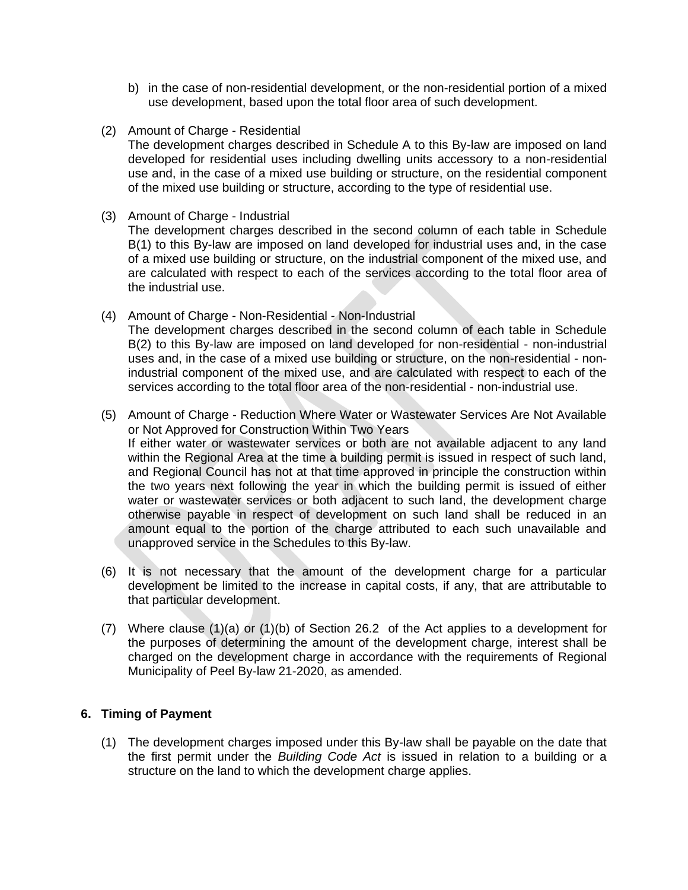b) in the case of non-residential development, or the non-residential portion of a mixed use development, based upon the total floor area of such development.

(2) Amount of Charge - Residential
The development charges described in Schedule A to this By-law are imposed on land developed for residential uses including dwelling units accessory to a non-residential use and, in the case of a mixed use building or structure, on the residential component of the mixed use building or structure, according to the type of residential use.

(3) Amount of Charge - Industrial
The development charges described in the second column of each table in Schedule B(1) to this By-law are imposed on land developed for industrial uses and, in the case of a mixed use building or structure, on the industrial component of the mixed use, and are calculated with respect to each of the services according to the total floor area of the industrial use.

(4) Amount of Charge - Non-Residential - Non-Industrial
The development charges described in the second column of each table in Schedule B(2) to this By-law are imposed on land developed for non-residential - non-industrial uses and, in the case of a mixed use building or structure, on the non-residential - non-industrial component of the mixed use, and are calculated with respect to each of the services according to the total floor area of the non-residential - non-industrial use.

(5) Amount of Charge - Reduction Where Water or Wastewater Services Are Not Available or Not Approved for Construction Within Two Years
If either water or wastewater services or both are not available adjacent to any land within the Regional Area at the time a building permit is issued in respect of such land, and Regional Council has not at that time approved in principle the construction within the two years next following the year in which the building permit is issued of either water or wastewater services or both adjacent to such land, the development charge otherwise payable in respect of development on such land shall be reduced in an amount equal to the portion of the charge attributed to each such unavailable and unapproved service in the Schedules to this By-law.

(6) It is not necessary that the amount of the development charge for a particular development be limited to the increase in capital costs, if any, that are attributable to that particular development.

(7) Where clause (1)(a) or (1)(b) of Section 26.2 of the Act applies to a development for the purposes of determining the amount of the development charge, interest shall be charged on the development charge in accordance with the requirements of Regional Municipality of Peel By-law 21-2020, as amended.

**6. Timing of Payment**

(1) The development charges imposed under this By-law shall be payable on the date that the first permit under the *Building Code Act* is issued in relation to a building or a structure on the land to which the development charge applies.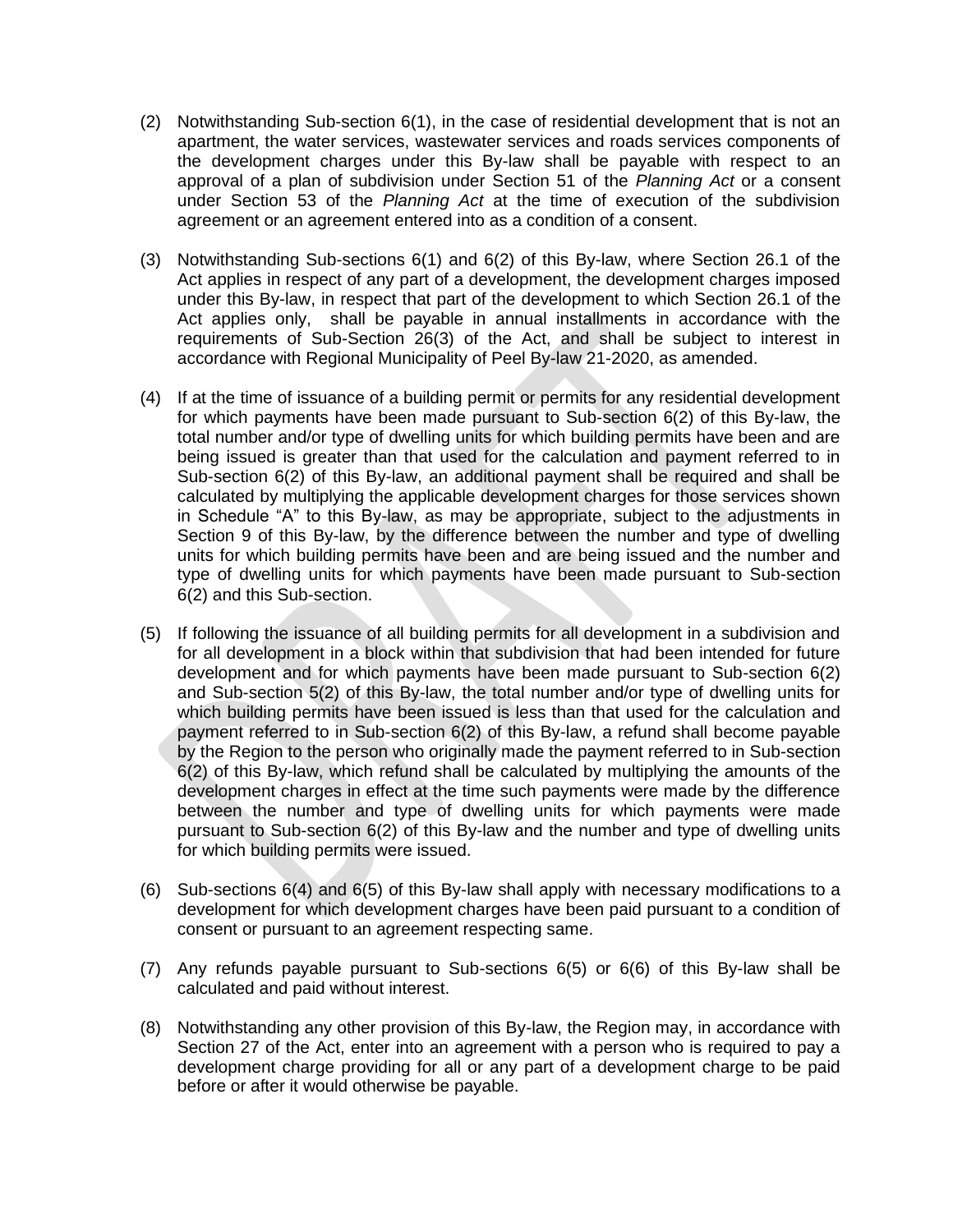(2) Notwithstanding Sub-section 6(1), in the case of residential development that is not an apartment, the water services, wastewater services and roads services components of the development charges under this By-law shall be payable with respect to an approval of a plan of subdivision under Section 51 of the *Planning Act* or a consent under Section 53 of the *Planning Act* at the time of execution of the subdivision agreement or an agreement entered into as a condition of a consent.

(3) Notwithstanding Sub-sections 6(1) and 6(2) of this By-law, where Section 26.1 of the Act applies in respect of any part of a development, the development charges imposed under this By-law, in respect that part of the development to which Section 26.1 of the Act applies only, shall be payable in annual installments in accordance with the requirements of Sub-Section 26(3) of the Act, and shall be subject to interest in accordance with Regional Municipality of Peel By-law 21-2020, as amended.

(4) If at the time of issuance of a building permit or permits for any residential development for which payments have been made pursuant to Sub-section 6(2) of this By-law, the total number and/or type of dwelling units for which building permits have been and are being issued is greater than that used for the calculation and payment referred to in Sub-section 6(2) of this By-law, an additional payment shall be required and shall be calculated by multiplying the applicable development charges for those services shown in Schedule "A" to this By-law, as may be appropriate, subject to the adjustments in Section 9 of this By-law, by the difference between the number and type of dwelling units for which building permits have been and are being issued and the number and type of dwelling units for which payments have been made pursuant to Sub-section 6(2) and this Sub-section.

(5) If following the issuance of all building permits for all development in a subdivision and for all development in a block within that subdivision that had been intended for future development and for which payments have been made pursuant to Sub-section 6(2) and Sub-section 5(2) of this By-law, the total number and/or type of dwelling units for which building permits have been issued is less than that used for the calculation and payment referred to in Sub-section 6(2) of this By-law, a refund shall become payable by the Region to the person who originally made the payment referred to in Sub-section 6(2) of this By-law, which refund shall be calculated by multiplying the amounts of the development charges in effect at the time such payments were made by the difference between the number and type of dwelling units for which payments were made pursuant to Sub-section 6(2) of this By-law and the number and type of dwelling units for which building permits were issued.

(6) Sub-sections 6(4) and 6(5) of this By-law shall apply with necessary modifications to a development for which development charges have been paid pursuant to a condition of consent or pursuant to an agreement respecting same.

(7) Any refunds payable pursuant to Sub-sections 6(5) or 6(6) of this By-law shall be calculated and paid without interest.

(8) Notwithstanding any other provision of this By-law, the Region may, in accordance with Section 27 of the Act, enter into an agreement with a person who is required to pay a development charge providing for all or any part of a development charge to be paid before or after it would otherwise be payable.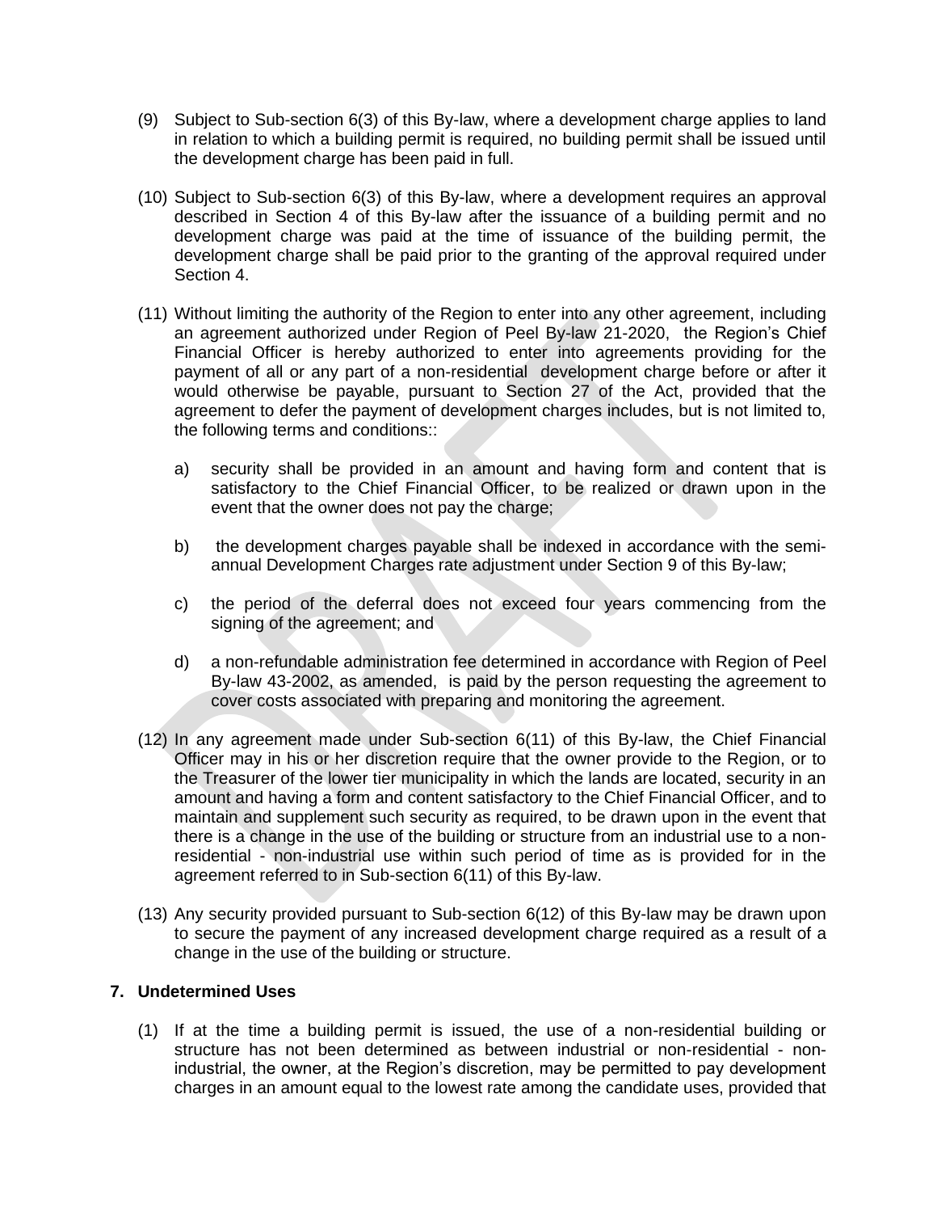(9) Subject to Sub-section 6(3) of this By-law, where a development charge applies to land in relation to which a building permit is required, no building permit shall be issued until the development charge has been paid in full.

(10) Subject to Sub-section 6(3) of this By-law, where a development requires an approval described in Section 4 of this By-law after the issuance of a building permit and no development charge was paid at the time of issuance of the building permit, the development charge shall be paid prior to the granting of the approval required under Section 4.

(11) Without limiting the authority of the Region to enter into any other agreement, including an agreement authorized under Region of Peel By-law 21-2020, the Region's Chief Financial Officer is hereby authorized to enter into agreements providing for the payment of all or any part of a non-residential development charge before or after it would otherwise be payable, pursuant to Section 27 of the Act, provided that the agreement to defer the payment of development charges includes, but is not limited to, the following terms and conditions::

   a) security shall be provided in an amount and having form and content that is satisfactory to the Chief Financial Officer, to be realized or drawn upon in the event that the owner does not pay the charge;

   b) the development charges payable shall be indexed in accordance with the semi-annual Development Charges rate adjustment under Section 9 of this By-law;

   c) the period of the deferral does not exceed four years commencing from the signing of the agreement; and

   d) a non-refundable administration fee determined in accordance with Region of Peel By-law 43-2002, as amended, is paid by the person requesting the agreement to cover costs associated with preparing and monitoring the agreement.

(12) In any agreement made under Sub-section 6(11) of this By-law, the Chief Financial Officer may in his or her discretion require that the owner provide to the Region, or to the Treasurer of the lower tier municipality in which the lands are located, security in an amount and having a form and content satisfactory to the Chief Financial Officer, and to maintain and supplement such security as required, to be drawn upon in the event that there is a change in the use of the building or structure from an industrial use to a non-residential - non-industrial use within such period of time as is provided for in the agreement referred to in Sub-section 6(11) of this By-law.

(13) Any security provided pursuant to Sub-section 6(12) of this By-law may be drawn upon to secure the payment of any increased development charge required as a result of a change in the use of the building or structure.

**7. Undetermined Uses**

(1) If at the time a building permit is issued, the use of a non-residential building or structure has not been determined as between industrial or non-residential - non-industrial, the owner, at the Region's discretion, may be permitted to pay development charges in an amount equal to the lowest rate among the candidate uses, provided that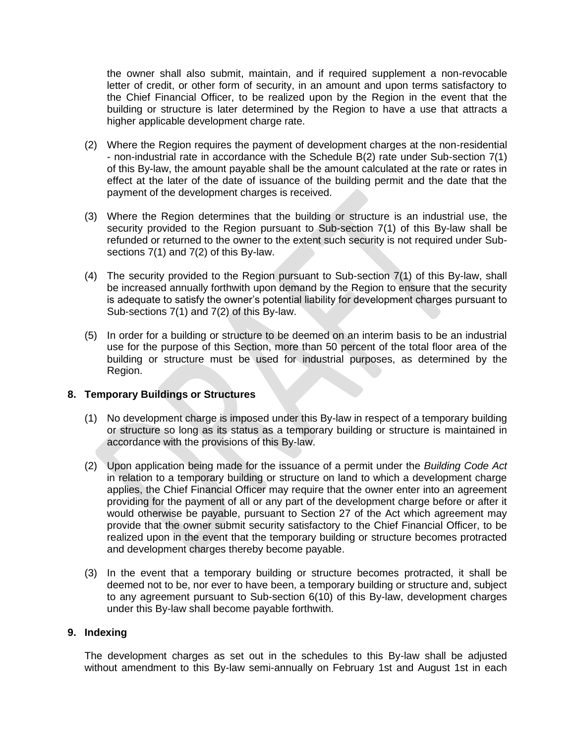the owner shall also submit, maintain, and if required supplement a non-revocable letter of credit, or other form of security, in an amount and upon terms satisfactory to the Chief Financial Officer, to be realized upon by the Region in the event that the building or structure is later determined by the Region to have a use that attracts a higher applicable development charge rate.

(2) Where the Region requires the payment of development charges at the non-residential - non-industrial rate in accordance with the Schedule B(2) rate under Sub-section 7(1) of this By-law, the amount payable shall be the amount calculated at the rate or rates in effect at the later of the date of issuance of the building permit and the date that the payment of the development charges is received.

(3) Where the Region determines that the building or structure is an industrial use, the security provided to the Region pursuant to Sub-section 7(1) of this By-law shall be refunded or returned to the owner to the extent such security is not required under Sub-sections 7(1) and 7(2) of this By-law.

(4) The security provided to the Region pursuant to Sub-section 7(1) of this By-law, shall be increased annually forthwith upon demand by the Region to ensure that the security is adequate to satisfy the owner's potential liability for development charges pursuant to Sub-sections 7(1) and 7(2) of this By-law.

(5) In order for a building or structure to be deemed on an interim basis to be an industrial use for the purpose of this Section, more than 50 percent of the total floor area of the building or structure must be used for industrial purposes, as determined by the Region.

## 8. Temporary Buildings or Structures

(1) No development charge is imposed under this By-law in respect of a temporary building or structure so long as its status as a temporary building or structure is maintained in accordance with the provisions of this By-law.

(2) Upon application being made for the issuance of a permit under the *Building Code Act* in relation to a temporary building or structure on land to which a development charge applies, the Chief Financial Officer may require that the owner enter into an agreement providing for the payment of all or any part of the development charge before or after it would otherwise be payable, pursuant to Section 27 of the Act which agreement may provide that the owner submit security satisfactory to the Chief Financial Officer, to be realized upon in the event that the temporary building or structure becomes protracted and development charges thereby become payable.

(3) In the event that a temporary building or structure becomes protracted, it shall be deemed not to be, nor ever to have been, a temporary building or structure and, subject to any agreement pursuant to Sub-section 6(10) of this By-law, development charges under this By-law shall become payable forthwith.

## 9. Indexing

The development charges as set out in the schedules to this By-law shall be adjusted without amendment to this By-law semi-annually on February 1st and August 1st in each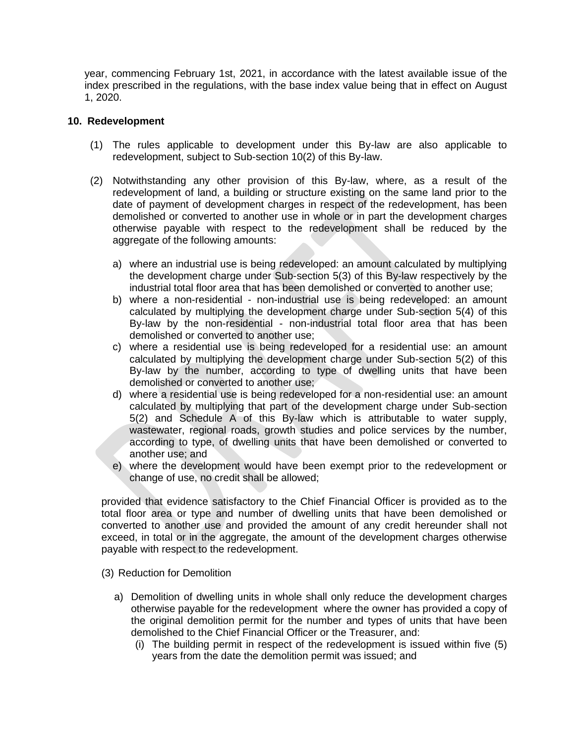year, commencing February 1st, 2021, in accordance with the latest available issue of the index prescribed in the regulations, with the base index value being that in effect on August 1, 2020.

**10. Redevelopment**

(1) The rules applicable to development under this By-law are also applicable to redevelopment, subject to Sub-section 10(2) of this By-law.

(2) Notwithstanding any other provision of this By-law, where, as a result of the redevelopment of land, a building or structure existing on the same land prior to the date of payment of development charges in respect of the redevelopment, has been demolished or converted to another use in whole or in part the development charges otherwise payable with respect to the redevelopment shall be reduced by the aggregate of the following amounts:

a) where an industrial use is being redeveloped: an amount calculated by multiplying the development charge under Sub-section 5(3) of this By-law respectively by the industrial total floor area that has been demolished or converted to another use;
b) where a non-residential - non-industrial use is being redeveloped: an amount calculated by multiplying the development charge under Sub-section 5(4) of this By-law by the non-residential - non-industrial total floor area that has been demolished or converted to another use;
c) where a residential use is being redeveloped for a residential use: an amount calculated by multiplying the development charge under Sub-section 5(2) of this By-law by the number, according to type of dwelling units that have been demolished or converted to another use;
d) where a residential use is being redeveloped for a non-residential use: an amount calculated by multiplying that part of the development charge under Sub-section 5(2) and Schedule A of this By-law which is attributable to water supply, wastewater, regional roads, growth studies and police services by the number, according to type, of dwelling units that have been demolished or converted to another use; and
e) where the development would have been exempt prior to the redevelopment or change of use, no credit shall be allowed;

provided that evidence satisfactory to the Chief Financial Officer is provided as to the total floor area or type and number of dwelling units that have been demolished or converted to another use and provided the amount of any credit hereunder shall not exceed, in total or in the aggregate, the amount of the development charges otherwise payable with respect to the redevelopment.

(3) Reduction for Demolition

a) Demolition of dwelling units in whole shall only reduce the development charges otherwise payable for the redevelopment where the owner has provided a copy of the original demolition permit for the number and types of units that have been demolished to the Chief Financial Officer or the Treasurer, and:
   (i) The building permit in respect of the redevelopment is issued within five (5) years from the date the demolition permit was issued; and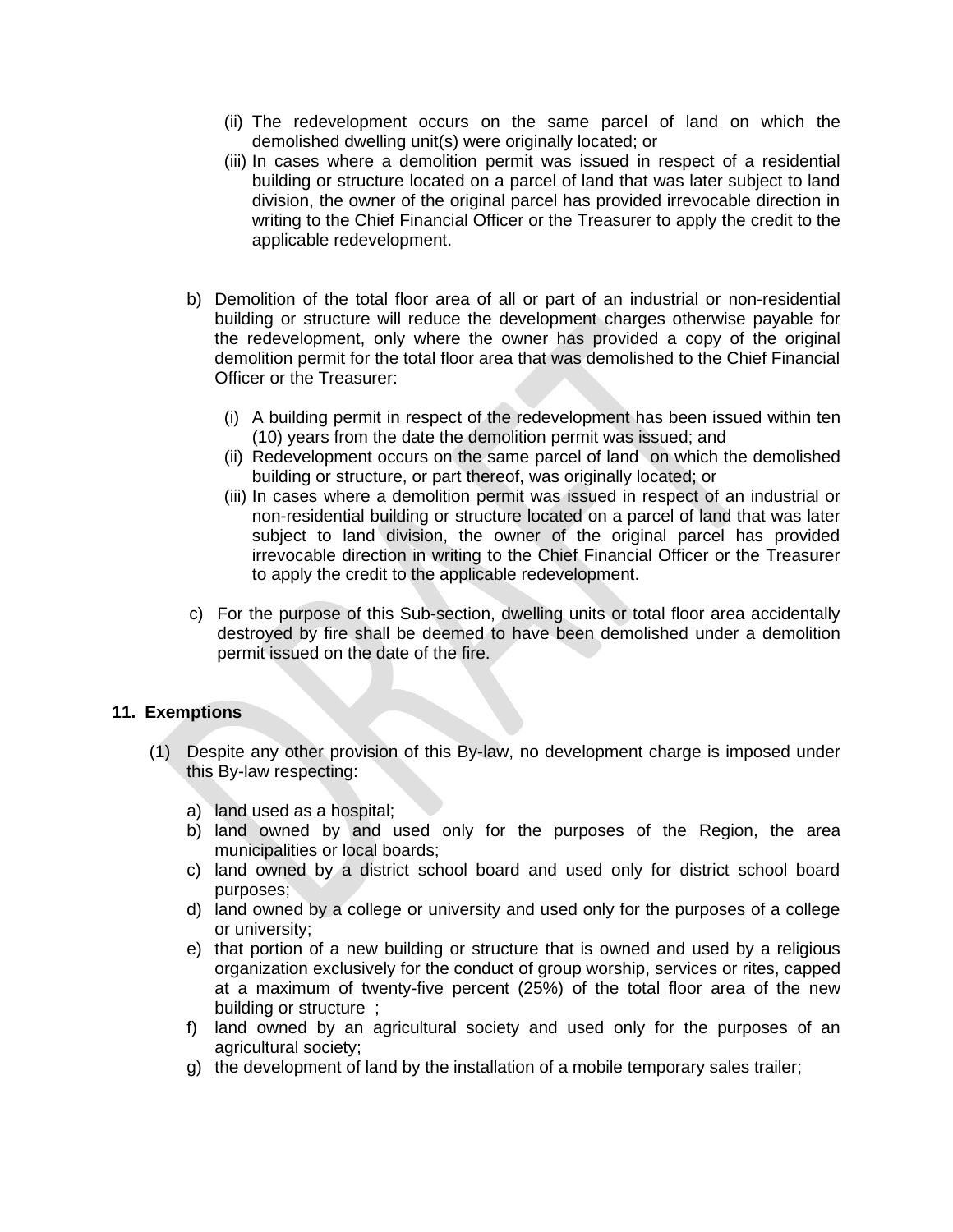(ii) The redevelopment occurs on the same parcel of land on which the demolished dwelling unit(s) were originally located; or

(iii) In cases where a demolition permit was issued in respect of a residential building or structure located on a parcel of land that was later subject to land division, the owner of the original parcel has provided irrevocable direction in writing to the Chief Financial Officer or the Treasurer to apply the credit to the applicable redevelopment.

b) Demolition of the total floor area of all or part of an industrial or non-residential building or structure will reduce the development charges otherwise payable for the redevelopment, only where the owner has provided a copy of the original demolition permit for the total floor area that was demolished to the Chief Financial Officer or the Treasurer:

   (i) A building permit in respect of the redevelopment has been issued within ten (10) years from the date the demolition permit was issued; and
   
   (ii) Redevelopment occurs on the same parcel of land on which the demolished building or structure, or part thereof, was originally located; or
   
   (iii) In cases where a demolition permit was issued in respect of an industrial or non-residential building or structure located on a parcel of land that was later subject to land division, the owner of the original parcel has provided irrevocable direction in writing to the Chief Financial Officer or the Treasurer to apply the credit to the applicable redevelopment.

c) For the purpose of this Sub-section, dwelling units or total floor area accidentally destroyed by fire shall be deemed to have been demolished under a demolition permit issued on the date of the fire.

## 11. Exemptions

(1) Despite any other provision of this By-law, no development charge is imposed under this By-law respecting:

a) land used as a hospital;
b) land owned by and used only for the purposes of the Region, the area municipalities or local boards;
c) land owned by a district school board and used only for district school board purposes;
d) land owned by a college or university and used only for the purposes of a college or university;
e) that portion of a new building or structure that is owned and used by a religious organization exclusively for the conduct of group worship, services or rites, capped at a maximum of twenty-five percent (25%) of the total floor area of the new building or structure ;
f) land owned by an agricultural society and used only for the purposes of an agricultural society;
g) the development of land by the installation of a mobile temporary sales trailer;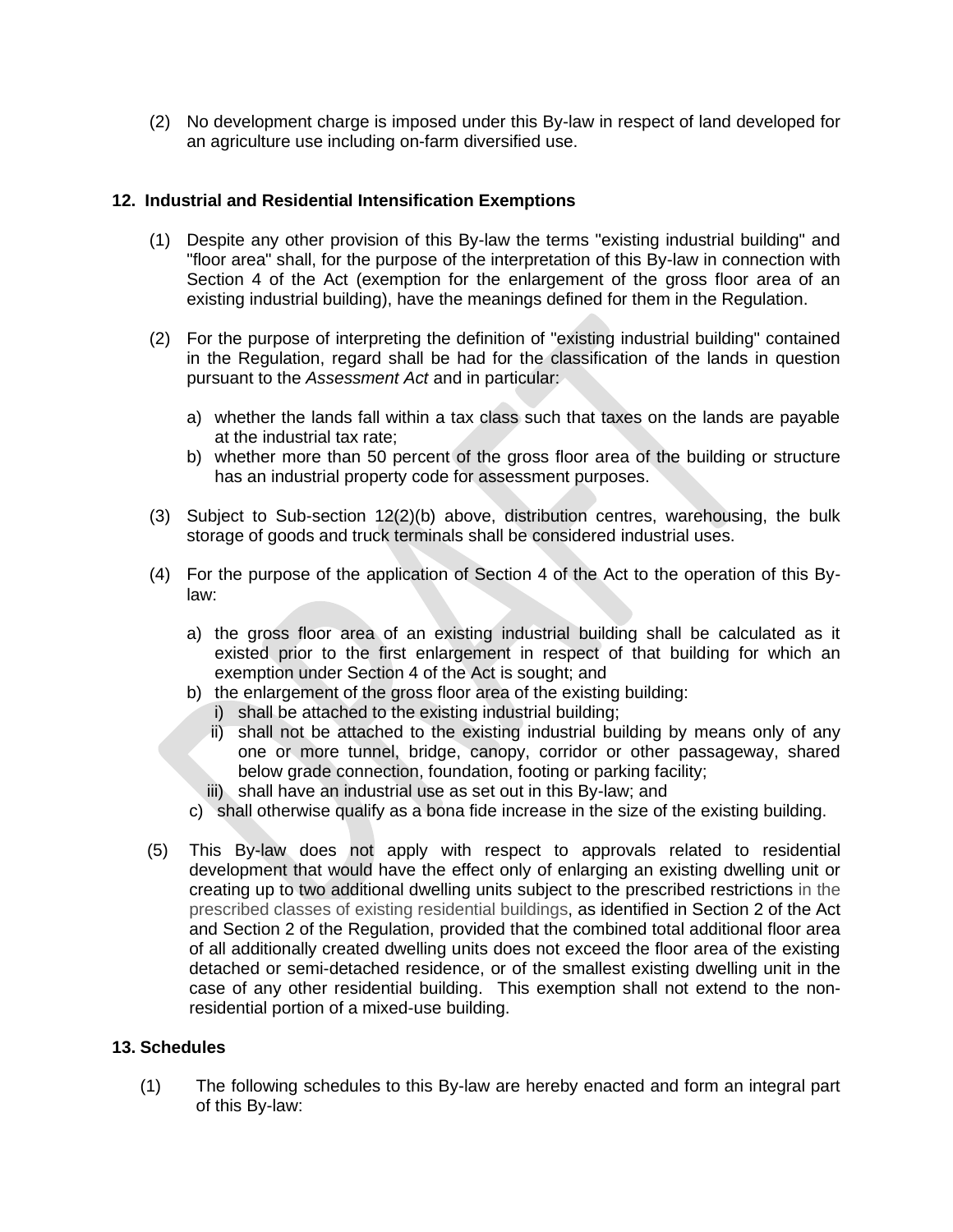(2) No development charge is imposed under this By-law in respect of land developed for an agriculture use including on-farm diversified use.

## 12. Industrial and Residential Intensification Exemptions

(1) Despite any other provision of this By-law the terms "existing industrial building" and "floor area" shall, for the purpose of the interpretation of this By-law in connection with Section 4 of the Act (exemption for the enlargement of the gross floor area of an existing industrial building), have the meanings defined for them in the Regulation.

(2) For the purpose of interpreting the definition of "existing industrial building" contained in the Regulation, regard shall be had for the classification of the lands in question pursuant to the *Assessment Act* and in particular:

a) whether the lands fall within a tax class such that taxes on the lands are payable at the industrial tax rate;
b) whether more than 50 percent of the gross floor area of the building or structure has an industrial property code for assessment purposes.

(3) Subject to Sub-section 12(2)(b) above, distribution centres, warehousing, the bulk storage of goods and truck terminals shall be considered industrial uses.

(4) For the purpose of the application of Section 4 of the Act to the operation of this By-law:

a) the gross floor area of an existing industrial building shall be calculated as it existed prior to the first enlargement in respect of that building for which an exemption under Section 4 of the Act is sought; and
b) the enlargement of the gross floor area of the existing building:
   i) shall be attached to the existing industrial building;
   ii) shall not be attached to the existing industrial building by means only of any one or more tunnel, bridge, canopy, corridor or other passageway, shared below grade connection, foundation, footing or parking facility;
   iii) shall have an industrial use as set out in this By-law; and
c) shall otherwise qualify as a bona fide increase in the size of the existing building.

(5) This By-law does not apply with respect to approvals related to residential development that would have the effect only of enlarging an existing dwelling unit or creating up to two additional dwelling units subject to the prescribed restrictions in the prescribed classes of existing residential buildings, as identified in Section 2 of the Act and Section 2 of the Regulation, provided that the combined total additional floor area of all additionally created dwelling units does not exceed the floor area of the existing detached or semi-detached residence, or of the smallest existing dwelling unit in the case of any other residential building. This exemption shall not extend to the non-residential portion of a mixed-use building.

## 13. Schedules

(1) The following schedules to this By-law are hereby enacted and form an integral part of this By-law: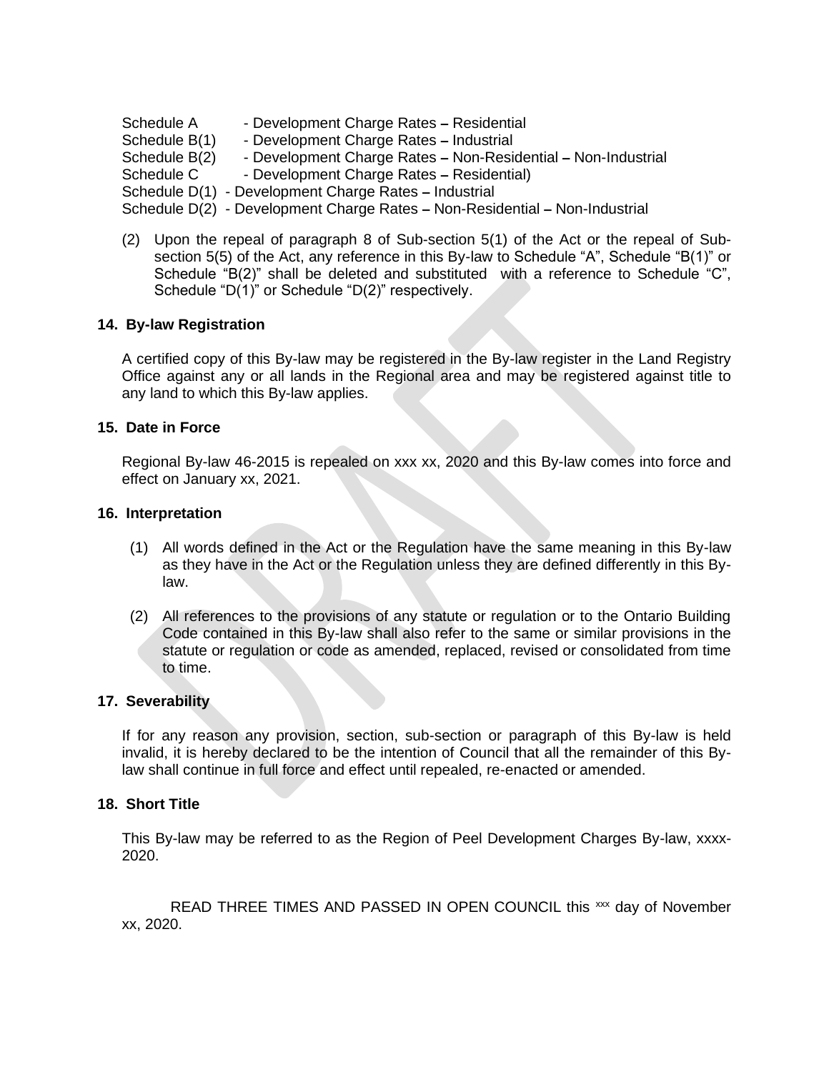Schedule A - Development Charge Rates – Residential
Schedule B(1) - Development Charge Rates – Industrial
Schedule B(2) - Development Charge Rates – Non-Residential – Non-Industrial
Schedule C - Development Charge Rates – Residential)
Schedule D(1) - Development Charge Rates – Industrial
Schedule D(2) - Development Charge Rates – Non-Residential – Non-Industrial

(2) Upon the repeal of paragraph 8 of Sub-section 5(1) of the Act or the repeal of Sub-section 5(5) of the Act, any reference in this By-law to Schedule "A", Schedule "B(1)" or Schedule "B(2)" shall be deleted and substituted with a reference to Schedule "C", Schedule "D(1)" or Schedule "D(2)" respectively.

## 14. By-law Registration

A certified copy of this By-law may be registered in the By-law register in the Land Registry Office against any or all lands in the Regional area and may be registered against title to any land to which this By-law applies.

## 15. Date in Force

Regional By-law 46-2015 is repealed on xxx xx, 2020 and this By-law comes into force and effect on January xx, 2021.

## 16. Interpretation

(1) All words defined in the Act or the Regulation have the same meaning in this By-law as they have in the Act or the Regulation unless they are defined differently in this By-law.

(2) All references to the provisions of any statute or regulation or to the Ontario Building Code contained in this By-law shall also refer to the same or similar provisions in the statute or regulation or code as amended, replaced, revised or consolidated from time to time.

## 17. Severability

If for any reason any provision, section, sub-section or paragraph of this By-law is held invalid, it is hereby declared to be the intention of Council that all the remainder of this By-law shall continue in full force and effect until repealed, re-enacted or amended.

## 18. Short Title

This By-law may be referred to as the Region of Peel Development Charges By-law, xxxx-2020.

READ THREE TIMES AND PASSED IN OPEN COUNCIL this xxx day of November xx, 2020.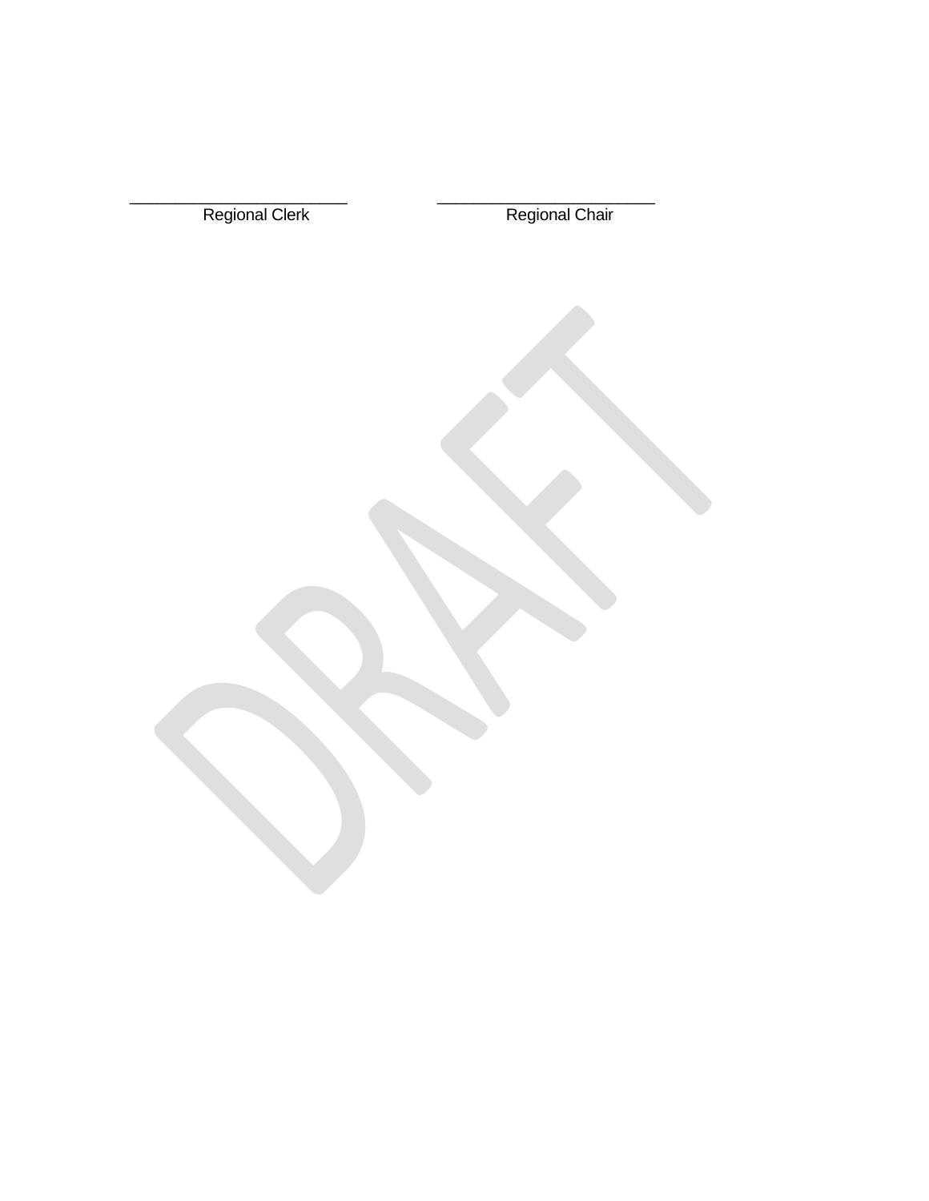\_\_\_\_\_\_\_\_\_\_\_\_\_\_\_\_\_\_\_\_\_\_\_\_\_\_ \_\_\_\_\_\_\_\_\_\_\_\_\_\_\_\_\_\_\_\_\_\_\_\_\_\_

Regional Clerk Regional Chair

DRAFT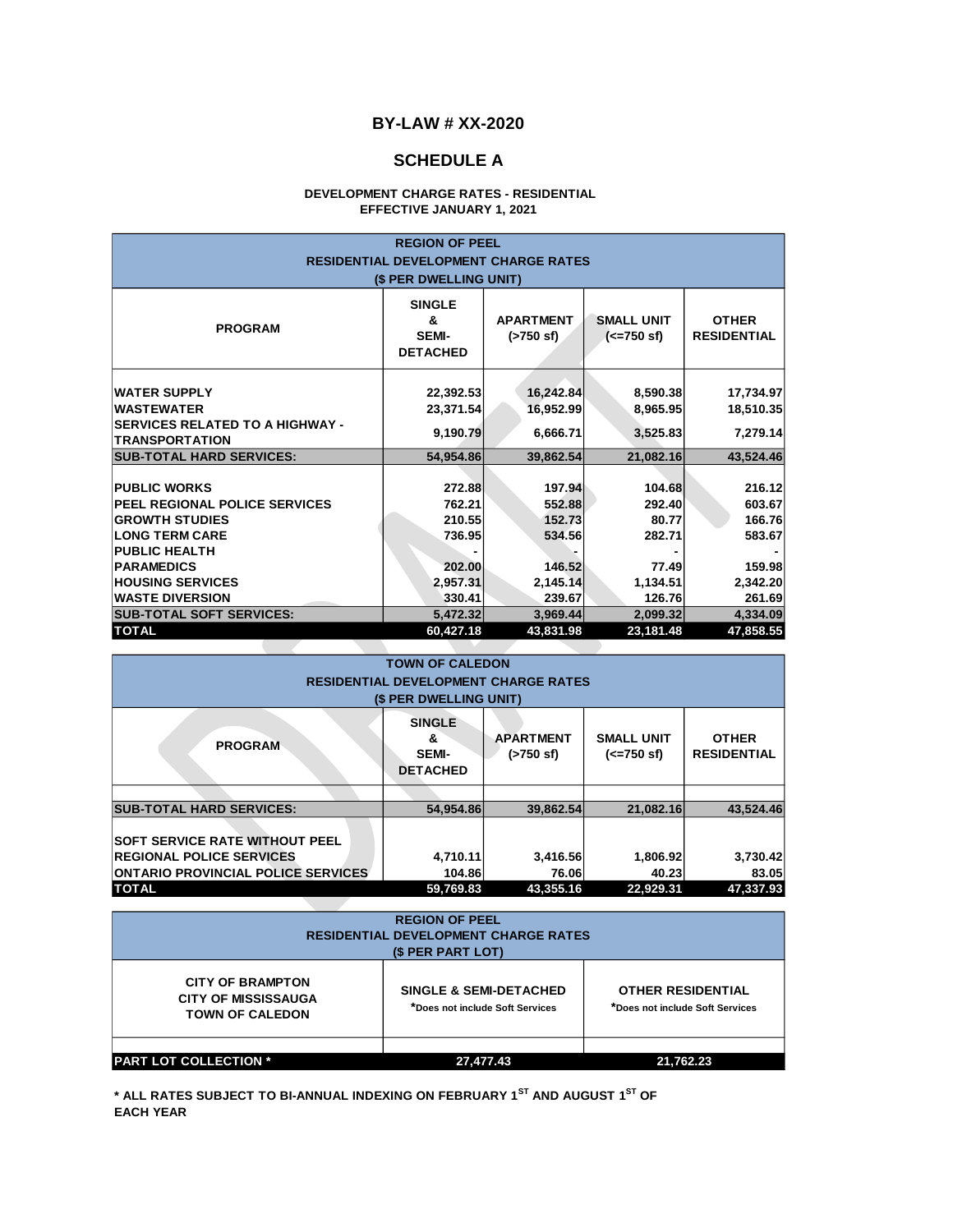# BY-LAW # XX-2020

## SCHEDULE A

**DEVELOPMENT CHARGE RATES - RESIDENTIAL**
**EFFECTIVE JANUARY 1, 2021**

**REGION OF PEEL**
**RESIDENTIAL DEVELOPMENT CHARGE RATES**
**($ PER DWELLING UNIT)**

| PROGRAM | SINGLE & SEMI-DETACHED | APARTMENT (>750 sf) | SMALL UNIT (<=750 sf) | OTHER RESIDENTIAL |
|---|---|---|---|---|
| WATER SUPPLY | 22,392.53 | 16,242.84 | 8,590.38 | 17,734.97 |
| WASTEWATER | 23,371.54 | 16,952.99 | 8,965.95 | 18,510.35 |
| SERVICES RELATED TO A HIGHWAY - TRANSPORTATION | 9,190.79 | 6,666.71 | 3,525.83 | 7,279.14 |
| **SUB-TOTAL HARD SERVICES:** | **54,954.86** | **39,862.54** | **21,082.16** | **43,524.46** |
| PUBLIC WORKS | 272.88 | 197.94 | 104.68 | 216.12 |
| PEEL REGIONAL POLICE SERVICES | 762.21 | 552.88 | 292.40 | 603.67 |
| GROWTH STUDIES | 210.55 | 152.73 | 80.77 | 166.76 |
| LONG TERM CARE | 736.95 | 534.56 | 282.71 | 583.67 |
| PUBLIC HEALTH | - | - | - | - |
| PARAMEDICS | 202.00 | 146.52 | 77.49 | 159.98 |
| HOUSING SERVICES | 2,957.31 | 2,145.14 | 1,134.51 | 2,342.20 |
| WASTE DIVERSION | 330.41 | 239.67 | 126.76 | 261.69 |
| **SUB-TOTAL SOFT SERVICES:** | **5,472.32** | **3,969.44** | **2,099.32** | **4,334.09** |
| **TOTAL** | **60,427.18** | **43,831.98** | **23,181.48** | **47,858.55** |

**TOWN OF CALEDON**
**RESIDENTIAL DEVELOPMENT CHARGE RATES**
**($ PER DWELLING UNIT)**

| PROGRAM | SINGLE & SEMI-DETACHED | APARTMENT (>750 sf) | SMALL UNIT (<=750 sf) | OTHER RESIDENTIAL |
|---|---|---|---|---|
| **SUB-TOTAL HARD SERVICES:** | **54,954.86** | **39,862.54** | **21,082.16** | **43,524.46** |
| SOFT SERVICE RATE WITHOUT PEEL REGIONAL POLICE SERVICES | 4,710.11 | 3,416.56 | 1,806.92 | 3,730.42 |
| ONTARIO PROVINCIAL POLICE SERVICES | 104.86 | 76.06 | 40.23 | 83.05 |
| **TOTAL** | **59,769.83** | **43,355.16** | **22,929.31** | **47,337.93** |

**REGION OF PEEL**
**RESIDENTIAL DEVELOPMENT CHARGE RATES**
**($ PER PART LOT)**

| CITY OF BRAMPTON<br>CITY OF MISSISSAUGA<br>TOWN OF CALEDON | SINGLE & SEMI-DETACHED<br>*Does not include Soft Services | OTHER RESIDENTIAL<br>*Does not include Soft Services |
|---|---|---|
| **PART LOT COLLECTION *** | **27,477.43** | **21,762.23** |

**\* ALL RATES SUBJECT TO BI-ANNUAL INDEXING ON FEBRUARY 1ST AND AUGUST 1ST OF EACH YEAR**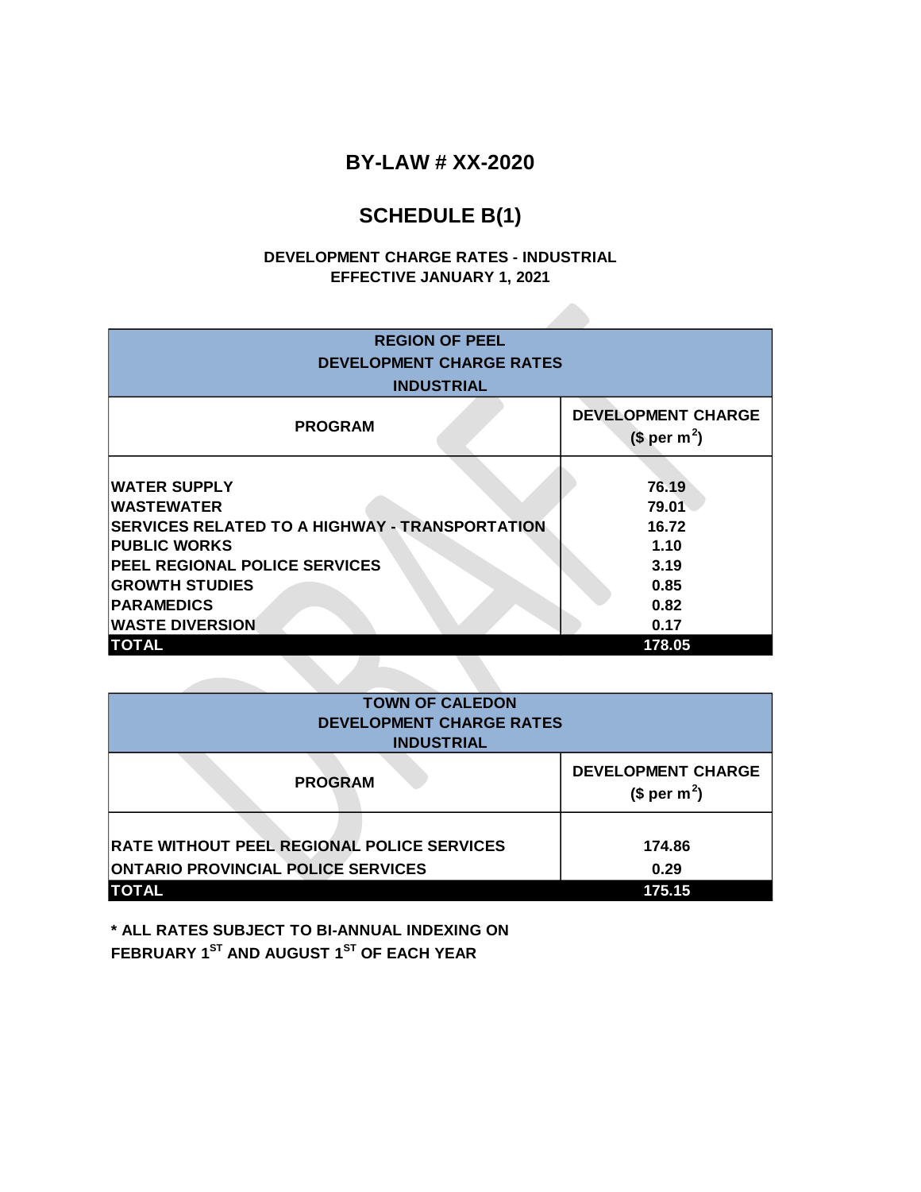# BY-LAW # XX-2020

## SCHEDULE B(1)

**DEVELOPMENT CHARGE RATES - INDUSTRIAL**
**EFFECTIVE JANUARY 1, 2021**

| REGION OF PEEL DEVELOPMENT CHARGE RATES INDUSTRIAL | |
|---|---|
| **PROGRAM** | **DEVELOPMENT CHARGE ($ per $m^2$)** |
| WATER SUPPLY | 76.19 |
| WASTEWATER | 79.01 |
| SERVICES RELATED TO A HIGHWAY - TRANSPORTATION | 16.72 |
| PUBLIC WORKS | 1.10 |
| PEEL REGIONAL POLICE SERVICES | 3.19 |
| GROWTH STUDIES | 0.85 |
| PARAMEDICS | 0.82 |
| WASTE DIVERSION | 0.17 |
| **TOTAL** | **178.05** |

| TOWN OF CALEDON DEVELOPMENT CHARGE RATES INDUSTRIAL | |
|---|---|
| **PROGRAM** | **DEVELOPMENT CHARGE ($ per $m^2$)** |
| RATE WITHOUT PEEL REGIONAL POLICE SERVICES | 174.86 |
| ONTARIO PROVINCIAL POLICE SERVICES | 0.29 |
| **TOTAL** | **175.15** |

**\* ALL RATES SUBJECT TO BI-ANNUAL INDEXING ON FEBRUARY 1ST AND AUGUST 1ST OF EACH YEAR**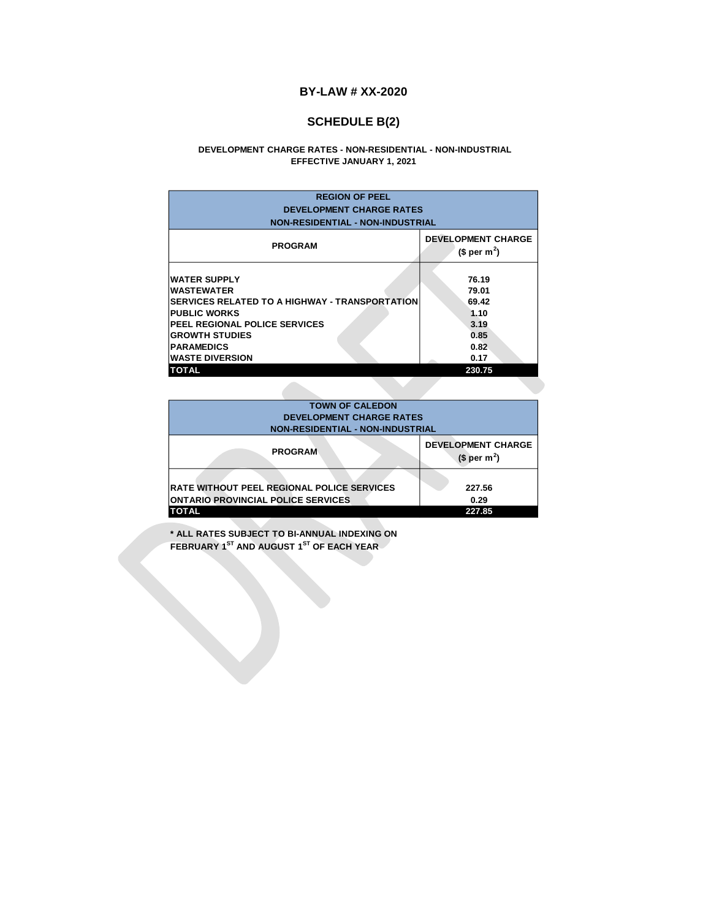# BY-LAW # XX-2020

## SCHEDULE B(2)

**DEVELOPMENT CHARGE RATES - NON-RESIDENTIAL - NON-INDUSTRIAL**
**EFFECTIVE JANUARY 1, 2021**

| REGION OF PEEL DEVELOPMENT CHARGE RATES NON-RESIDENTIAL - NON-INDUSTRIAL | |
|---|---|
| **PROGRAM** | **DEVELOPMENT CHARGE ($ per $m^2$)** |
| WATER SUPPLY | 76.19 |
| WASTEWATER | 79.01 |
| SERVICES RELATED TO A HIGHWAY - TRANSPORTATION | 69.42 |
| PUBLIC WORKS | 1.10 |
| PEEL REGIONAL POLICE SERVICES | 3.19 |
| GROWTH STUDIES | 0.85 |
| PARAMEDICS | 0.82 |
| WASTE DIVERSION | 0.17 |
| **TOTAL** | **230.75** |

| TOWN OF CALEDON DEVELOPMENT CHARGE RATES NON-RESIDENTIAL - NON-INDUSTRIAL | |
|---|---|
| **PROGRAM** | **DEVELOPMENT CHARGE ($ per $m^2$)** |
| RATE WITHOUT PEEL REGIONAL POLICE SERVICES | 227.56 |
| ONTARIO PROVINCIAL POLICE SERVICES | 0.29 |
| **TOTAL** | **227.85** |

\* ALL RATES SUBJECT TO BI-ANNUAL INDEXING ON FEBRUARY 1ST AND AUGUST 1ST OF EACH YEAR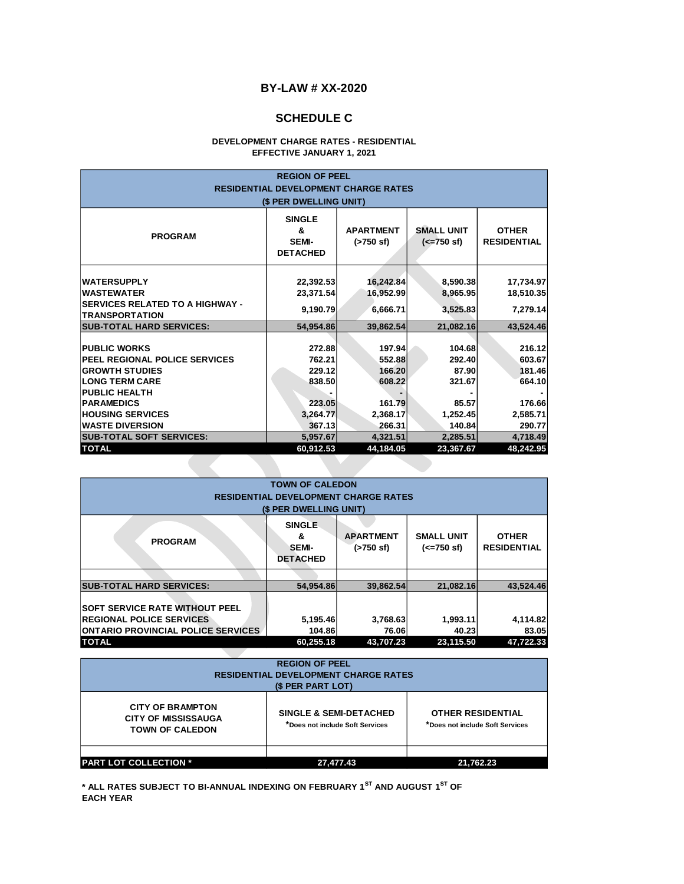## BY-LAW # XX-2020

## SCHEDULE C

**DEVELOPMENT CHARGE RATES - RESIDENTIAL**
**EFFECTIVE JANUARY 1, 2021**

| REGION OF PEEL RESIDENTIAL DEVELOPMENT CHARGE RATES ($ PER DWELLING UNIT) | | | | |
|---|---|---|---|---|
| **PROGRAM** | **SINGLE & SEMI-DETACHED** | **APARTMENT (>750 sf)** | **SMALL UNIT (<=750 sf)** | **OTHER RESIDENTIAL** |
| WATERSUPPLY | 22,392.53 | 16,242.84 | 8,590.38 | 17,734.97 |
| WASTEWATER | 23,371.54 | 16,952.99 | 8,965.95 | 18,510.35 |
| SERVICES RELATED TO A HIGHWAY - TRANSPORTATION | 9,190.79 | 6,666.71 | 3,525.83 | 7,279.14 |
| **SUB-TOTAL HARD SERVICES:** | **54,954.86** | **39,862.54** | **21,082.16** | **43,524.46** |
| PUBLIC WORKS | 272.88 | 197.94 | 104.68 | 216.12 |
| PEEL REGIONAL POLICE SERVICES | 762.21 | 552.88 | 292.40 | 603.67 |
| GROWTH STUDIES | 229.12 | 166.20 | 87.90 | 181.46 |
| LONG TERM CARE | 838.50 | 608.22 | 321.67 | 664.10 |
| PUBLIC HEALTH | - | - | - | - |
| PARAMEDICS | 223.05 | 161.79 | 85.57 | 176.66 |
| HOUSING SERVICES | 3,264.77 | 2,368.17 | 1,252.45 | 2,585.71 |
| WASTE DIVERSION | 367.13 | 266.31 | 140.84 | 290.77 |
| **SUB-TOTAL SOFT SERVICES:** | **5,957.67** | **4,321.51** | **2,285.51** | **4,718.49** |
| **TOTAL** | **60,912.53** | **44,184.05** | **23,367.67** | **48,242.95** |

| TOWN OF CALEDON RESIDENTIAL DEVELOPMENT CHARGE RATES ($ PER DWELLING UNIT) | | | | |
|---|---|---|---|---|
| **PROGRAM** | **SINGLE & SEMI-DETACHED** | **APARTMENT (>750 sf)** | **SMALL UNIT (<=750 sf)** | **OTHER RESIDENTIAL** |
| **SUB-TOTAL HARD SERVICES:** | **54,954.86** | **39,862.54** | **21,082.16** | **43,524.46** |
| SOFT SERVICE RATE WITHOUT PEEL REGIONAL POLICE SERVICES | 5,195.46 | 3,768.63 | 1,993.11 | 4,114.82 |
| ONTARIO PROVINCIAL POLICE SERVICES | 104.86 | 76.06 | 40.23 | 83.05 |
| **TOTAL** | **60,255.18** | **43,707.23** | **23,115.50** | **47,722.33** |

| REGION OF PEEL RESIDENTIAL DEVELOPMENT CHARGE RATES ($ PER PART LOT) | | |
|---|---|---|
| **CITY OF BRAMPTON CITY OF MISSISSAUGA TOWN OF CALEDON** | **SINGLE & SEMI-DETACHED** *Does not include Soft Services | **OTHER RESIDENTIAL** *Does not include Soft Services |
| **PART LOT COLLECTION *** | **27,477.43** | **21,762.23** |

**\* ALL RATES SUBJECT TO BI-ANNUAL INDEXING ON FEBRUARY 1ST AND AUGUST 1ST OF EACH YEAR**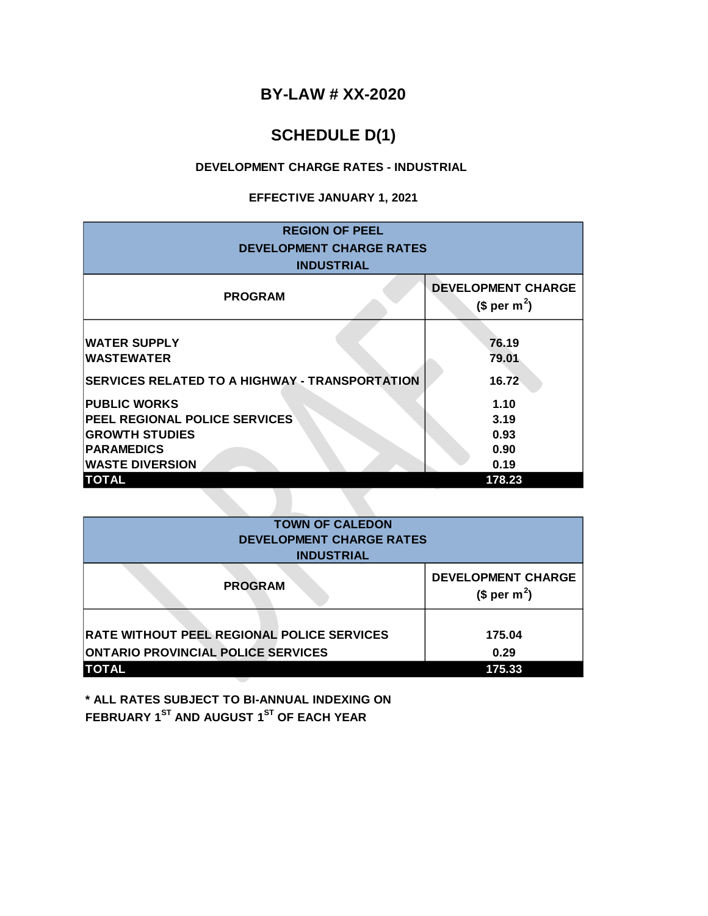# BY-LAW # XX-2020

## SCHEDULE D(1)

**DEVELOPMENT CHARGE RATES - INDUSTRIAL**

**EFFECTIVE JANUARY 1, 2021**

| REGION OF PEEL DEVELOPMENT CHARGE RATES INDUSTRIAL | |
|---|---|
| **PROGRAM** | **DEVELOPMENT CHARGE ($ per $m^2$)** |
| WATER SUPPLY | 76.19 |
| WASTEWATER | 79.01 |
| SERVICES RELATED TO A HIGHWAY - TRANSPORTATION | 16.72 |
| PUBLIC WORKS | 1.10 |
| PEEL REGIONAL POLICE SERVICES | 3.19 |
| GROWTH STUDIES | 0.93 |
| PARAMEDICS | 0.90 |
| WASTE DIVERSION | 0.19 |
| **TOTAL** | **178.23** |

| TOWN OF CALEDON DEVELOPMENT CHARGE RATES INDUSTRIAL | |
|---|---|
| **PROGRAM** | **DEVELOPMENT CHARGE ($ per $m^2$)** |
| RATE WITHOUT PEEL REGIONAL POLICE SERVICES | 175.04 |
| ONTARIO PROVINCIAL POLICE SERVICES | 0.29 |
| **TOTAL** | **175.33** |

**\* ALL RATES SUBJECT TO BI-ANNUAL INDEXING ON FEBRUARY 1ST AND AUGUST 1ST OF EACH YEAR**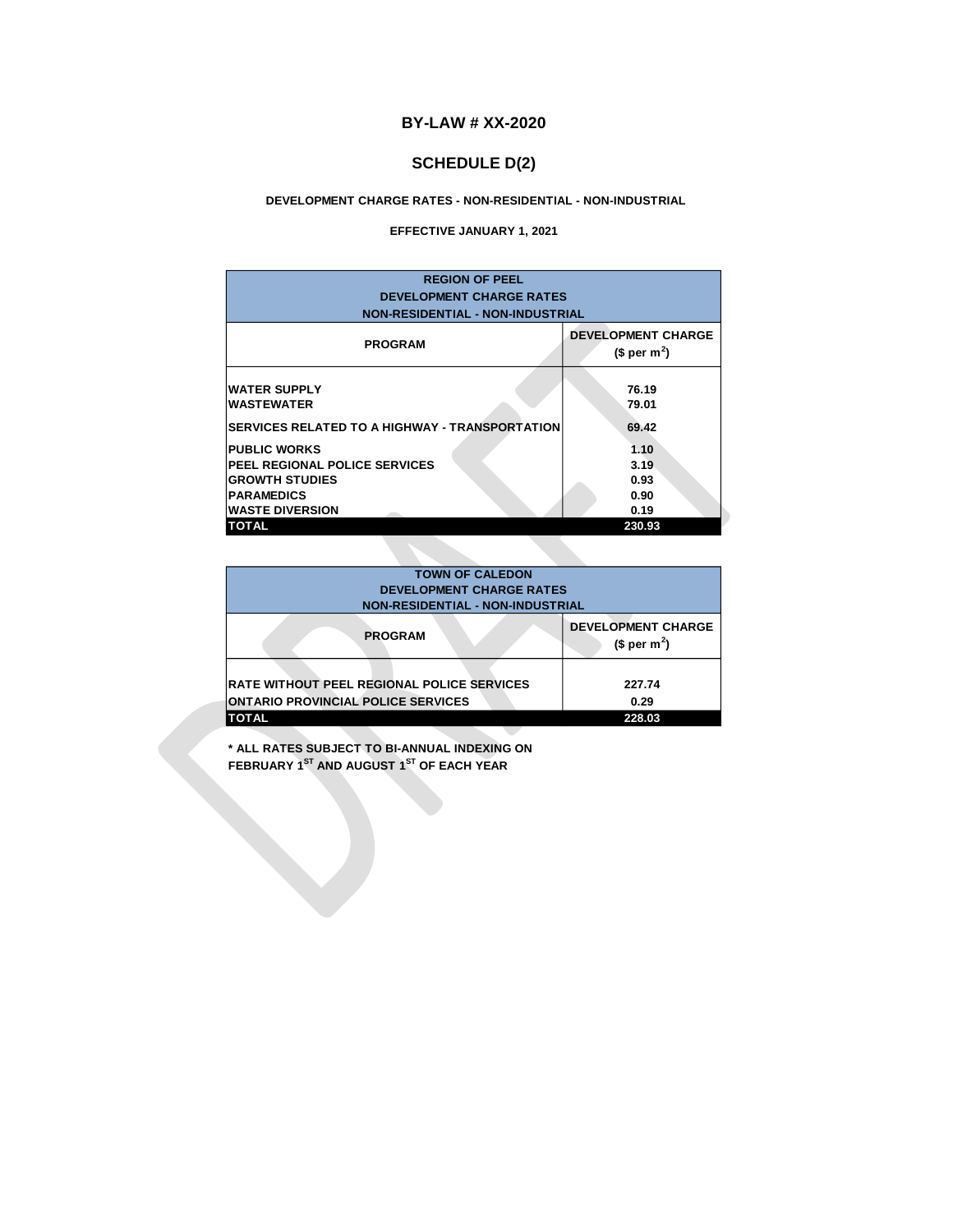# BY-LAW # XX-2020

## SCHEDULE D(2)

**DEVELOPMENT CHARGE RATES - NON-RESIDENTIAL - NON-INDUSTRIAL**

**EFFECTIVE JANUARY 1, 2021**

| REGION OF PEEL DEVELOPMENT CHARGE RATES NON-RESIDENTIAL - NON-INDUSTRIAL | |
|---|---|
| **PROGRAM** | **DEVELOPMENT CHARGE ($ per $m^2$)** |
| WATER SUPPLY | 76.19 |
| WASTEWATER | 79.01 |
| SERVICES RELATED TO A HIGHWAY - TRANSPORTATION | 69.42 |
| PUBLIC WORKS | 1.10 |
| PEEL REGIONAL POLICE SERVICES | 3.19 |
| GROWTH STUDIES | 0.93 |
| PARAMEDICS | 0.90 |
| WASTE DIVERSION | 0.19 |
| **TOTAL** | **230.93** |

| TOWN OF CALEDON DEVELOPMENT CHARGE RATES NON-RESIDENTIAL - NON-INDUSTRIAL | |
|---|---|
| **PROGRAM** | **DEVELOPMENT CHARGE ($ per $m^2$)** |
| RATE WITHOUT PEEL REGIONAL POLICE SERVICES | 227.74 |
| ONTARIO PROVINCIAL POLICE SERVICES | 0.29 |
| **TOTAL** | **228.03** |

\* ALL RATES SUBJECT TO BI-ANNUAL INDEXING ON FEBRUARY 1ST AND AUGUST 1ST OF EACH YEAR

DRAFT